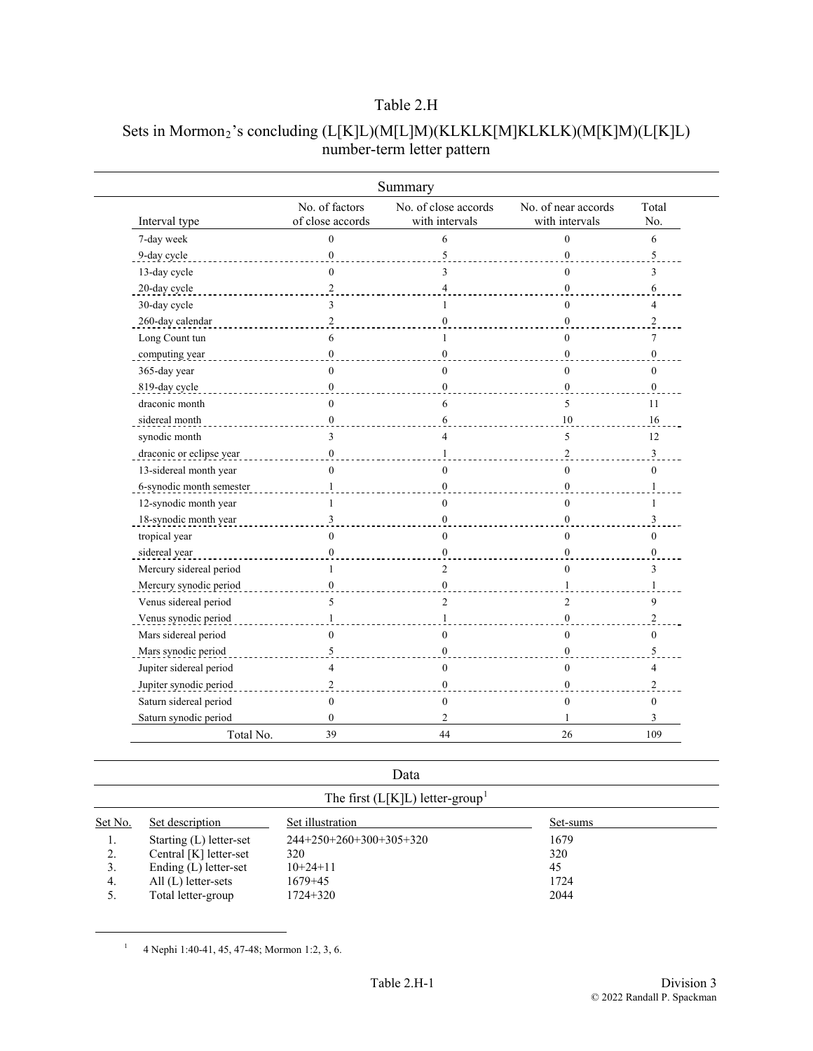# Table 2.H

## Sets in Mormon$_2$'s concluding (L[K]L)(M[L]M)(KLKLK[M]KLKLK)(M[K]M)(L[K]L) number-term letter pattern

### Summary

| Interval type | No. of factors of close accords | No. of close accords with intervals | No. of near accords with intervals | Total No. |
|---|---|---|---|---|
| 7-day week | 0 | 6 | 0 | 6 |
| 9-day cycle | 0 | 5 | 0 | 5 |
| 13-day cycle | 0 | 3 | 0 | 3 |
| 20-day cycle | 2 | 4 | 0 | 6 |
| 30-day cycle | 3 | 1 | 0 | 4 |
| 260-day calendar | 2 | 0 | 0 | 2 |
| Long Count tun | 6 | 1 | 0 | 7 |
| computing year | 0 | 0 | 0 | 0 |
| 365-day year | 0 | 0 | 0 | 0 |
| 819-day cycle | 0 | 0 | 0 | 0 |
| draconic month | 0 | 6 | 5 | 11 |
| sidereal month | 0 | 6 | 10 | 16 |
| synodic month | 3 | 4 | 5 | 12 |
| draconic or eclipse year | 0 | 1 | 2 | 3 |
| 13-sidereal month year | 0 | 0 | 0 | 0 |
| 6-synodic month semester | 1 | 0 | 0 | 1 |
| 12-synodic month year | 1 | 0 | 0 | 1 |
| 18-synodic month year | 3 | 0 | 0 | 3 |
| tropical year | 0 | 0 | 0 | 0 |
| sidereal year | 0 | 0 | 0 | 0 |
| Mercury sidereal period | 1 | 2 | 0 | 3 |
| Mercury synodic period | 0 | 0 | 1 | 1 |
| Venus sidereal period | 5 | 2 | 2 | 9 |
| Venus synodic period | 1 | 1 | 0 | 2 |
| Mars sidereal period | 0 | 0 | 0 | 0 |
| Mars synodic period | 5 | 0 | 0 | 5 |
| Jupiter sidereal period | 4 | 0 | 0 | 4 |
| Jupiter synodic period | 2 | 0 | 0 | 2 |
| Saturn sidereal period | 0 | 0 | 0 | 0 |
| Saturn synodic period | 0 | 2 | 1 | 3 |
| Total No. | 39 | 44 | 26 | 109 |

### Data

#### The first (L[K]L) letter-group[1]

| Set No. | Set description | Set illustration | Set-sums |
|---|---|---|---|
| 1. | Starting (L) letter-set | 244+250+260+300+305+320 | 1679 |
| 2. | Central [K] letter-set | 320 | 320 |
| 3. | Ending (L) letter-set | 10+24+11 | 45 |
| 4. | All (L) letter-sets | 1679+45 | 1724 |
| 5. | Total letter-group | 1724+320 | 2044 |

[1] 4 Nephi 1:40-41, 45, 47-48; Mormon 1:2, 3, 6.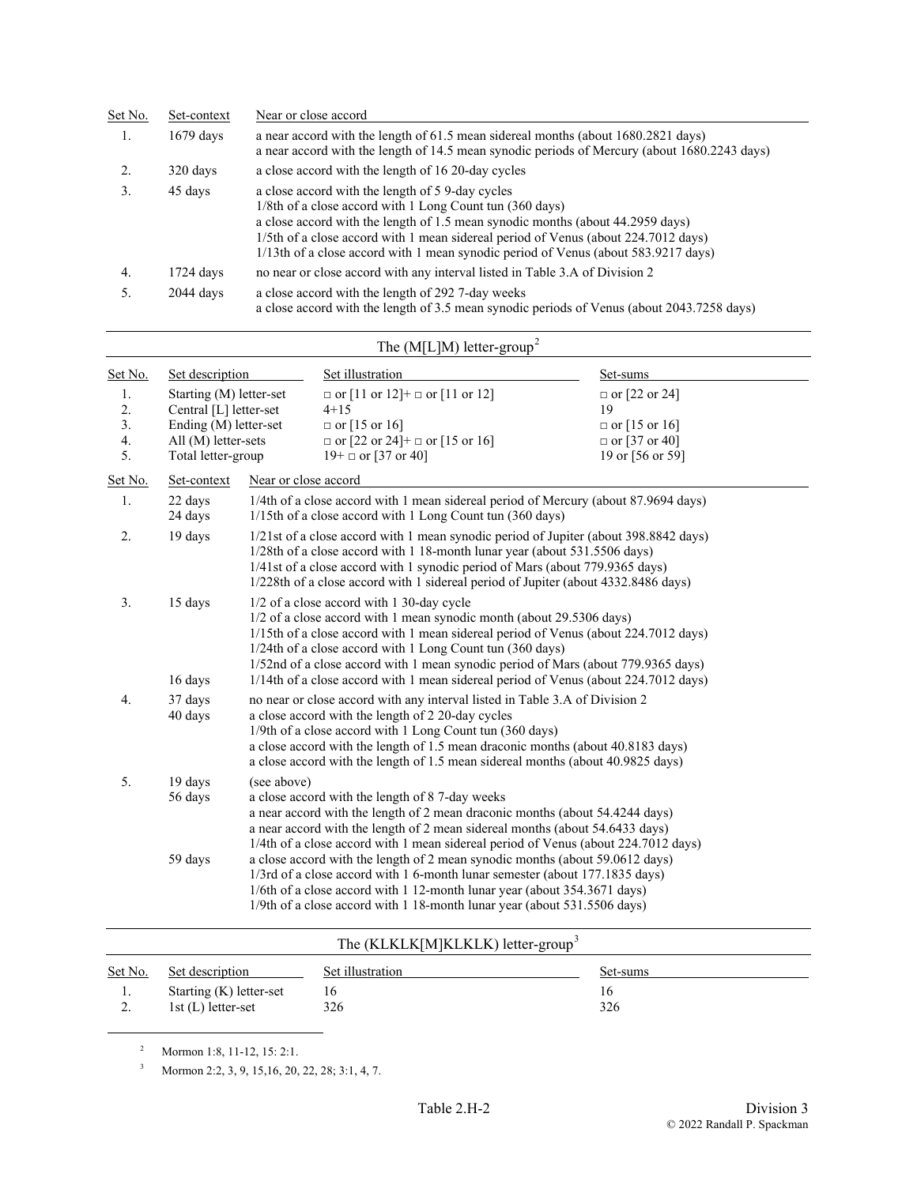| Set No. | Set-context | Near or close accord |
|---|---|---|
| 1. | 1679 days | a near accord with the length of 61.5 mean sidereal months (about 1680.2821 days)<br>a near accord with the length of 14.5 mean synodic periods of Mercury (about 1680.2243 days) |
| 2. | 320 days | a close accord with the length of 16 20-day cycles |
| 3. | 45 days | a close accord with the length of 5 9-day cycles<br>1/8th of a close accord with 1 Long Count tun (360 days)<br>a close accord with the length of 1.5 mean synodic months (about 44.2959 days)<br>1/5th of a close accord with 1 mean sidereal period of Venus (about 224.7012 days)<br>1/13th of a close accord with 1 mean synodic period of Venus (about 583.9217 days) |
| 4. | 1724 days | no near or close accord with any interval listed in Table 3.A of Division 2 |
| 5. | 2044 days | a close accord with the length of 292 7-day weeks<br>a close accord with the length of 3.5 mean synodic periods of Venus (about 2043.7258 days) |

The (M[L]M) letter-group[2]

| Set No. | Set description | Set illustration | Set-sums |
|---|---|---|---|
| 1. | Starting (M) letter-set | □ or [11 or 12]+ □ or [11 or 12] | □ or [22 or 24] |
| 2. | Central [L] letter-set | 4+15 | 19 |
| 3. | Ending (M) letter-set | □ or [15 or 16] | □ or [15 or 16] |
| 4. | All (M) letter-sets | □ or [22 or 24]+ □ or [15 or 16] | □ or [37 or 40] |
| 5. | Total letter-group | 19+ □ or [37 or 40] | 19 or [56 or 59] |

| Set No. | Set-context | Near or close accord |
|---|---|---|
| 1. | 22 days<br>24 days | 1/4th of a close accord with 1 mean sidereal period of Mercury (about 87.9694 days)<br>1/15th of a close accord with 1 Long Count tun (360 days) |
| 2. | 19 days | 1/21st of a close accord with 1 mean synodic period of Jupiter (about 398.8842 days)<br>1/28th of a close accord with 1 18-month lunar year (about 531.5506 days)<br>1/41st of a close accord with 1 synodic period of Mars (about 779.9365 days)<br>1/228th of a close accord with 1 sidereal period of Jupiter (about 4332.8486 days) |
| 3. | 15 days<br><br><br><br><br>16 days | 1/2 of a close accord with 1 30-day cycle<br>1/2 of a close accord with 1 mean synodic month (about 29.5306 days)<br>1/15th of a close accord with 1 mean sidereal period of Venus (about 224.7012 days)<br>1/24th of a close accord with 1 Long Count tun (360 days)<br>1/52nd of a close accord with 1 mean synodic period of Mars (about 779.9365 days)<br>1/14th of a close accord with 1 mean sidereal period of Venus (about 224.7012 days) |
| 4. | 37 days<br>40 days | no near or close accord with any interval listed in Table 3.A of Division 2<br>a close accord with the length of 2 20-day cycles<br>1/9th of a close accord with 1 Long Count tun (360 days)<br>a close accord with the length of 1.5 mean draconic months (about 40.8183 days)<br>a close accord with the length of 1.5 mean sidereal months (about 40.9825 days) |
| 5. | 19 days<br>56 days<br><br><br><br>59 days | (see above)<br>a close accord with the length of 8 7-day weeks<br>a near accord with the length of 2 mean draconic months (about 54.4244 days)<br>a near accord with the length of 2 mean sidereal months (about 54.6433 days)<br>1/4th of a close accord with 1 mean sidereal period of Venus (about 224.7012 days)<br>a close accord with the length of 2 mean synodic months (about 59.0612 days)<br>1/3rd of a close accord with 1 6-month lunar semester (about 177.1835 days)<br>1/6th of a close accord with 1 12-month lunar year (about 354.3671 days)<br>1/9th of a close accord with 1 18-month lunar year (about 531.5506 days) |

The (KLKLK[M]KLKLK) letter-group[3]

| Set No. | Set description | Set illustration | Set-sums |
|---|---|---|---|
| 1. | Starting (K) letter-set | 16 | 16 |
| 2. | 1st (L) letter-set | 326 | 326 |

[2] Mormon 1:8, 11-12, 15: 2:1.

[3] Mormon 2:2, 3, 9, 15,16, 20, 22, 28; 3:1, 4, 7.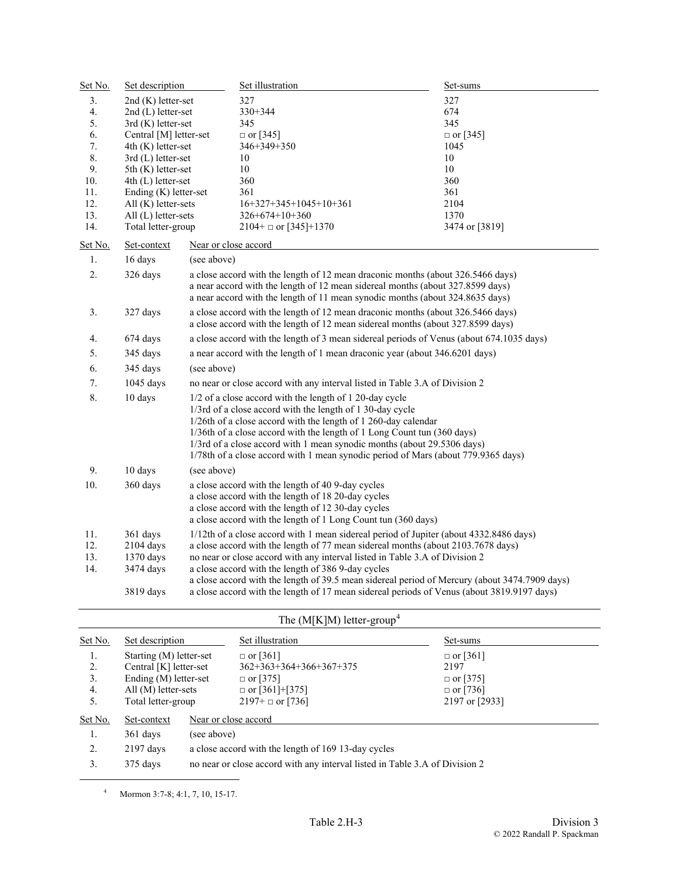| Set No. | Set description | Set illustration | Set-sums |
|---|---|---|---|
| 3. | 2nd (K) letter-set | 327 | 327 |
| 4. | 2nd (L) letter-set | 330+344 | 674 |
| 5. | 3rd (K) letter-set | 345 | 345 |
| 6. | Central [M] letter-set | □ or [345] | □ or [345] |
| 7. | 4th (K) letter-set | 346+349+350 | 1045 |
| 8. | 3rd (L) letter-set | 10 | 10 |
| 9. | 5th (K) letter-set | 10 | 10 |
| 10. | 4th (L) letter-set | 360 | 360 |
| 11. | Ending (K) letter-set | 361 | 361 |
| 12. | All (K) letter-sets | 16+327+345+1045+10+361 | 2104 |
| 13. | All (L) letter-sets | 326+674+10+360 | 1370 |
| 14. | Total letter-group | 2104+ □ or [345]+1370 | 3474 or [3819] |

| Set No. | Set-context | Near or close accord |
|---|---|---|
| 1. | 16 days | (see above) |
| 2. | 326 days | a close accord with the length of 12 mean draconic months (about 326.5466 days)<br>a near accord with the length of 12 mean sidereal months (about 327.8599 days)<br>a near accord with the length of 11 mean synodic months (about 324.8635 days) |
| 3. | 327 days | a close accord with the length of 12 mean draconic months (about 326.5466 days)<br>a close accord with the length of 12 mean sidereal months (about 327.8599 days) |
| 4. | 674 days | a close accord with the length of 3 mean sidereal periods of Venus (about 674.1035 days) |
| 5. | 345 days | a near accord with the length of 1 mean draconic year (about 346.6201 days) |
| 6. | 345 days | (see above) |
| 7. | 1045 days | no near or close accord with any interval listed in Table 3.A of Division 2 |
| 8. | 10 days | 1/2 of a close accord with the length of 1 20-day cycle<br>1/3rd of a close accord with the length of 1 30-day cycle<br>1/26th of a close accord with the length of 1 260-day calendar<br>1/36th of a close accord with the length of 1 Long Count tun (360 days)<br>1/3rd of a close accord with 1 mean synodic months (about 29.5306 days)<br>1/78th of a close accord with 1 mean synodic period of Mars (about 779.9365 days) |
| 9. | 10 days | (see above) |
| 10. | 360 days | a close accord with the length of 40 9-day cycles<br>a close accord with the length of 18 20-day cycles<br>a close accord with the length of 12 30-day cycles<br>a close accord with the length of 1 Long Count tun (360 days) |
| 11. | 361 days | 1/12th of a close accord with 1 mean sidereal period of Jupiter (about 4332.8486 days) |
| 12. | 2104 days | a close accord with the length of 77 mean sidereal months (about 2103.7678 days) |
| 13. | 1370 days | no near or close accord with any interval listed in Table 3.A of Division 2 |
| 14. | 3474 days | a close accord with the length of 386 9-day cycles<br>a close accord with the length of 39.5 mean sidereal period of Mercury (about 3474.7909 days) |
| | 3819 days | a close accord with the length of 17 mean sidereal periods of Venus (about 3819.9197 days) |

## The (M[K]M) letter-group[4]

| Set No. | Set description | Set illustration | Set-sums |
|---|---|---|---|
| 1. | Starting (M) letter-set | □ or [361] | □ or [361] |
| 2. | Central [K] letter-set | 362+363+364+366+367+375 | 2197 |
| 3. | Ending (M) letter-set | □ or [375] | □ or [375] |
| 4. | All (M) letter-sets | □ or [361]+[375] | □ or [736] |
| 5. | Total letter-group | 2197+ □ or [736] | 2197 or [2933] |

| Set No. | Set-context | Near or close accord |
|---|---|---|
| 1. | 361 days | (see above) |
| 2. | 2197 days | a close accord with the length of 169 13-day cycles |
| 3. | 375 days | no near or close accord with any interval listed in Table 3.A of Division 2 |

[4] Mormon 3:7-8; 4:1, 7, 10, 15-17.

Table 2.H-3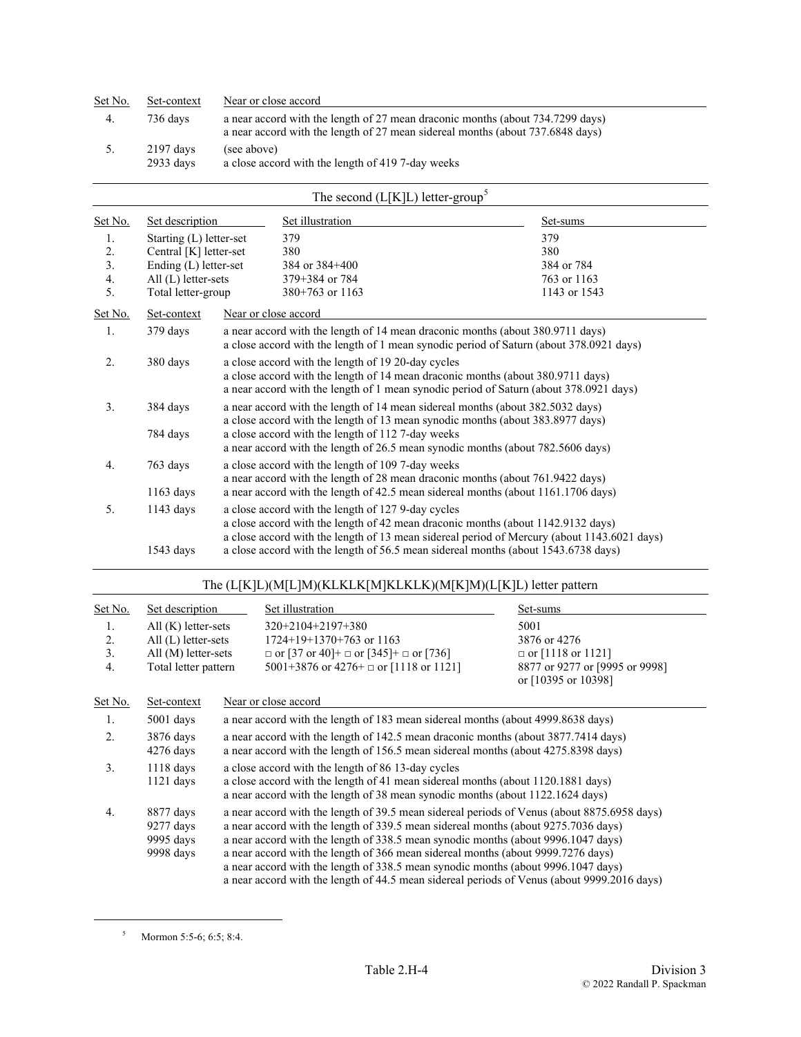| Set No. | Set-context | Near or close accord |
|---|---|---|
| 4. | 736 days | a near accord with the length of 27 mean draconic months (about 734.7299 days)<br>a near accord with the length of 27 mean sidereal months (about 737.6848 days) |
| 5. | 2197 days<br>2933 days | (see above)<br>a close accord with the length of 419 7-day weeks |

## The second (L[K]L) letter-group[5]

| Set No. | Set description | Set illustration | Set-sums |
|---|---|---|---|
| 1. | Starting (L) letter-set | 379 | 379 |
| 2. | Central [K] letter-set | 380 | 380 |
| 3. | Ending (L) letter-set | 384 or 384+400 | 384 or 784 |
| 4. | All (L) letter-sets | 379+384 or 784 | 763 or 1163 |
| 5. | Total letter-group | 380+763 or 1163 | 1143 or 1543 |

| Set No. | Set-context | Near or close accord |
|---|---|---|
| 1. | 379 days | a near accord with the length of 14 mean draconic months (about 380.9711 days)<br>a close accord with the length of 1 mean synodic period of Saturn (about 378.0921 days) |
| 2. | 380 days | a close accord with the length of 19 20-day cycles<br>a close accord with the length of 14 mean draconic months (about 380.9711 days)<br>a near accord with the length of 1 mean synodic period of Saturn (about 378.0921 days) |
| 3. | 384 days<br><br>784 days | a near accord with the length of 14 mean sidereal months (about 382.5032 days)<br>a close accord with the length of 13 mean synodic months (about 383.8977 days)<br>a close accord with the length of 112 7-day weeks<br>a near accord with the length of 26.5 mean synodic months (about 782.5606 days) |
| 4. | 763 days<br><br>1163 days | a close accord with the length of 109 7-day weeks<br>a near accord with the length of 28 mean draconic months (about 761.9422 days)<br>a near accord with the length of 42.5 mean sidereal months (about 1161.1706 days) |
| 5. | 1143 days<br><br><br>1543 days | a close accord with the length of 127 9-day cycles<br>a close accord with the length of 42 mean draconic months (about 1142.9132 days)<br>a close accord with the length of 13 mean sidereal period of Mercury (about 1143.6021 days)<br>a close accord with the length of 56.5 mean sidereal months (about 1543.6738 days) |

## The (L[K]L)(M[L]M)(KLKLK[M]KLKLK)(M[K]M)(L[K]L) letter pattern

| Set No. | Set description | Set illustration | Set-sums |
|---|---|---|---|
| 1. | All (K) letter-sets | 320+2104+2197+380 | 5001 |
| 2. | All (L) letter-sets | 1724+19+1370+763 or 1163 | 3876 or 4276 |
| 3. | All (M) letter-sets | □ or [37 or 40]+ □ or [345]+ □ or [736] | □ or [1118 or 1121] |
| 4. | Total letter pattern | 5001+3876 or 4276+ □ or [1118 or 1121] | 8877 or 9277 or [9995 or 9998] or [10395 or 10398] |

| Set No. | Set-context | Near or close accord |
|---|---|---|
| 1. | 5001 days | a near accord with the length of 183 mean sidereal months (about 4999.8638 days) |
| 2. | 3876 days<br>4276 days | a near accord with the length of 142.5 mean draconic months (about 3877.7414 days)<br>a near accord with the length of 156.5 mean sidereal months (about 4275.8398 days) |
| 3. | 1118 days<br>1121 days | a close accord with the length of 86 13-day cycles<br>a close accord with the length of 41 mean sidereal months (about 1120.1881 days)<br>a near accord with the length of 38 mean synodic months (about 1122.1624 days) |
| 4. | 8877 days<br>9277 days<br>9995 days<br>9998 days | a near accord with the length of 39.5 mean sidereal periods of Venus (about 8875.6958 days)<br>a near accord with the length of 339.5 mean sidereal months (about 9275.7036 days)<br>a near accord with the length of 338.5 mean synodic months (about 9996.1047 days)<br>a near accord with the length of 366 mean sidereal months (about 9999.7276 days)<br>a near accord with the length of 338.5 mean synodic months (about 9996.1047 days)<br>a near accord with the length of 44.5 mean sidereal periods of Venus (about 9999.2016 days) |

[5] Mormon 5:5-6; 6:5; 8:4.

Table 2.H-4

Division 3

© 2022 Randall P. Spackman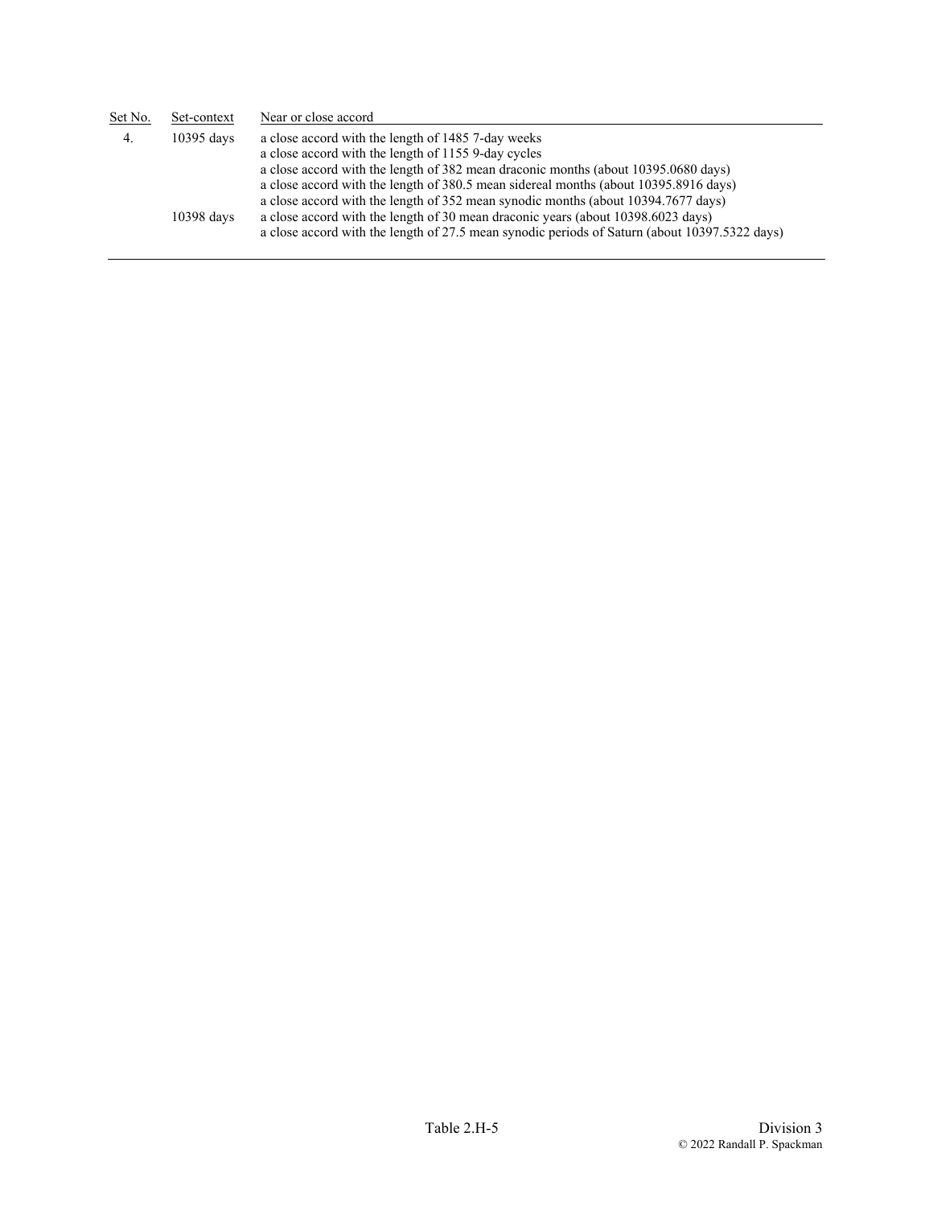| Set No. | Set-context | Near or close accord |
|---|---|---|
| 4. | 10395 days | a close accord with the length of 1485 7-day weeks |
| | | a close accord with the length of 1155 9-day cycles |
| | | a close accord with the length of 382 mean draconic months (about 10395.0680 days) |
| | | a close accord with the length of 380.5 mean sidereal months (about 10395.8916 days) |
| | | a close accord with the length of 352 mean synodic months (about 10394.7677 days) |
| | 10398 days | a close accord with the length of 30 mean draconic years (about 10398.6023 days) |
| | | a close accord with the length of 27.5 mean synodic periods of Saturn (about 10397.5322 days) |

Table 2.H-5

Division 3

© 2022 Randall P. Spackman